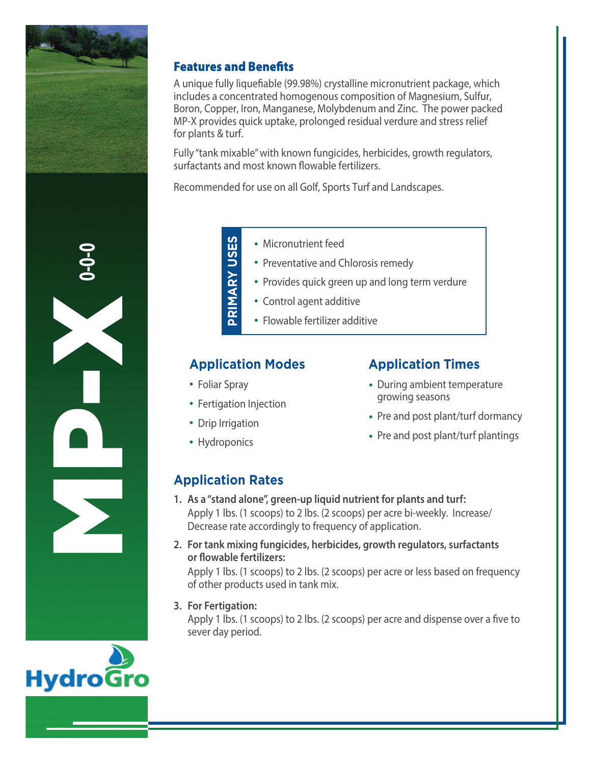# MP-X 0-0-0

HydroGro

## Features and Benefits

A unique fully liquefiable (99.98%) crystalline micronutrient package, which includes a concentrated homogenous composition of Magnesium, Sulfur, Boron, Copper, Iron, Manganese, Molybdenum and Zinc. The power packed MP-X provides quick uptake, prolonged residual verdure and stress relief for plants & turf.

Fully "tank mixable" with known fungicides, herbicides, growth regulators, surfactants and most known flowable fertilizers.

Recommended for use on all Golf, Sports Turf and Landscapes.

**PRIMARY USES**

- Micronutrient feed
- Preventative and Chlorosis remedy
- Provides quick green up and long term verdure
- Control agent additive
- Flowable fertilizer additive

## Application Modes

- Foliar Spray
- Fertigation Injection
- Drip Irrigation
- Hydroponics

## Application Times

- During ambient temperature growing seasons
- Pre and post plant/turf dormancy
- Pre and post plant/turf plantings

## Application Rates

1. **As a "stand alone", green-up liquid nutrient for plants and turf:**
   Apply 1 lbs. (1 scoops) to 2 lbs. (2 scoops) per acre bi-weekly. Increase/Decrease rate accordingly to frequency of application.
2. **For tank mixing fungicides, herbicides, growth regulators, surfactants or flowable fertilizers:**
   Apply 1 lbs. (1 scoops) to 2 lbs. (2 scoops) per acre or less based on frequency of other products used in tank mix.
3. **For Fertigation:**
   Apply 1 lbs. (1 scoops) to 2 lbs. (2 scoops) per acre and dispense over a five to sever day period.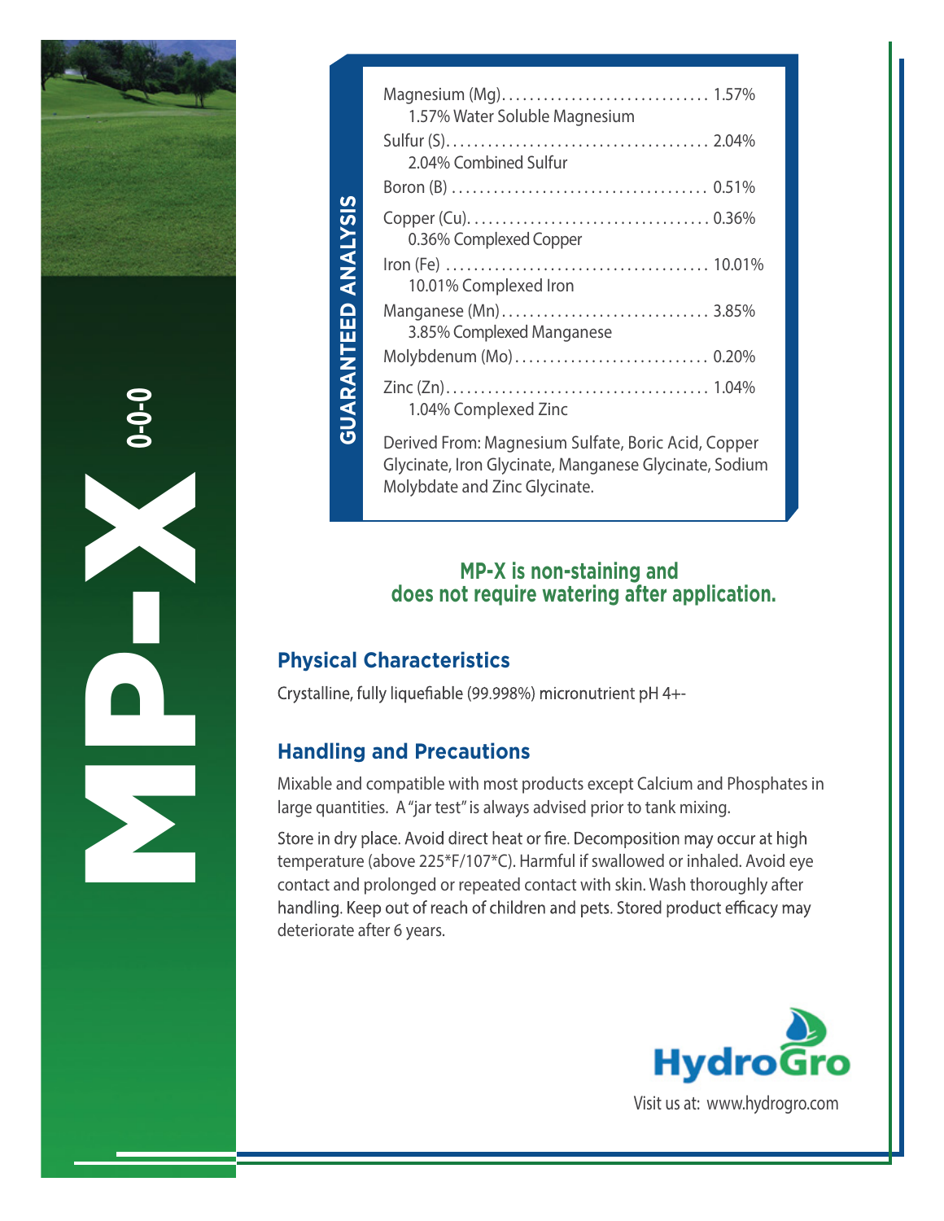# MP-X

0-0-0

## GUARANTEED ANALYSIS

| | |
|---|---|
| Magnesium (Mg) | 1.57% |
| 1.57% Water Soluble Magnesium | |
| Sulfur (S) | 2.04% |
| 2.04% Combined Sulfur | |
| Boron (B) | 0.51% |
| Copper (Cu) | 0.36% |
| 0.36% Complexed Copper | |
| Iron (Fe) | 10.01% |
| 10.01% Complexed Iron | |
| Manganese (Mn) | 3.85% |
| 3.85% Complexed Manganese | |
| Molybdenum (Mo) | 0.20% |
| Zinc (Zn) | 1.04% |
| 1.04% Complexed Zinc | |

Derived From: Magnesium Sulfate, Boric Acid, Copper Glycinate, Iron Glycinate, Manganese Glycinate, Sodium Molybdate and Zinc Glycinate.

**MP-X is non-staining and does not require watering after application.**

## Physical Characteristics

Crystalline, fully liquefiable (99.998%) micronutrient pH 4+-

## Handling and Precautions

Mixable and compatible with most products except Calcium and Phosphates in large quantities. A "jar test" is always advised prior to tank mixing.

Store in dry place. Avoid direct heat or fire. Decomposition may occur at high temperature (above 225*F/107*C). Harmful if swallowed or inhaled. Avoid eye contact and prolonged or repeated contact with skin. Wash thoroughly after handling. Keep out of reach of children and pets. Stored product efficacy may deteriorate after 6 years.

HydroGro

Visit us at: www.hydrogro.com